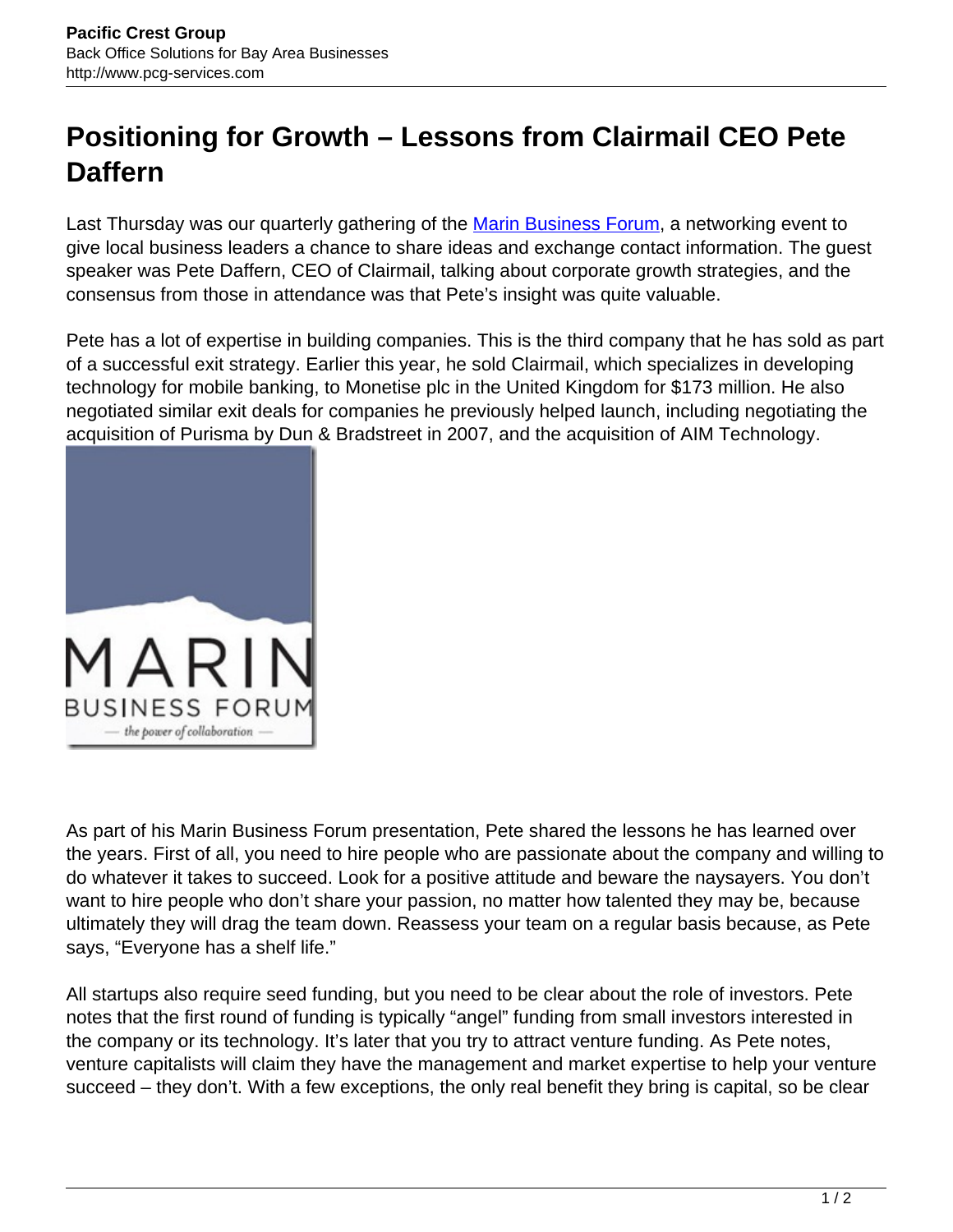# Positioning for Growth – Lessons from Clairmail CEO Pete Daffern

Last Thursday was our quarterly gathering of the [Marin Business Forum](), a networking event to give local business leaders a chance to share ideas and exchange contact information. The guest speaker was Pete Daffern, CEO of Clairmail, talking about corporate growth strategies, and the consensus from those in attendance was that Pete's insight was quite valuable.

Pete has a lot of expertise in building companies. This is the third company that he has sold as part of a successful exit strategy. Earlier this year, he sold Clairmail, which specializes in developing technology for mobile banking, to Monetise plc in the United Kingdom for $173 million. He also negotiated similar exit deals for companies he previously helped launch, including negotiating the acquisition of Purisma by Dun & Bradstreet in 2007, and the acquisition of AIM Technology.

As part of his Marin Business Forum presentation, Pete shared the lessons he has learned over the years. First of all, you need to hire people who are passionate about the company and willing to do whatever it takes to succeed. Look for a positive attitude and beware the naysayers. You don't want to hire people who don't share your passion, no matter how talented they may be, because ultimately they will drag the team down. Reassess your team on a regular basis because, as Pete says, "Everyone has a shelf life."

All startups also require seed funding, but you need to be clear about the role of investors. Pete notes that the first round of funding is typically "angel" funding from small investors interested in the company or its technology. It's later that you try to attract venture funding. As Pete notes, venture capitalists will claim they have the management and market expertise to help your venture succeed – they don't. With a few exceptions, the only real benefit they bring is capital, so be clear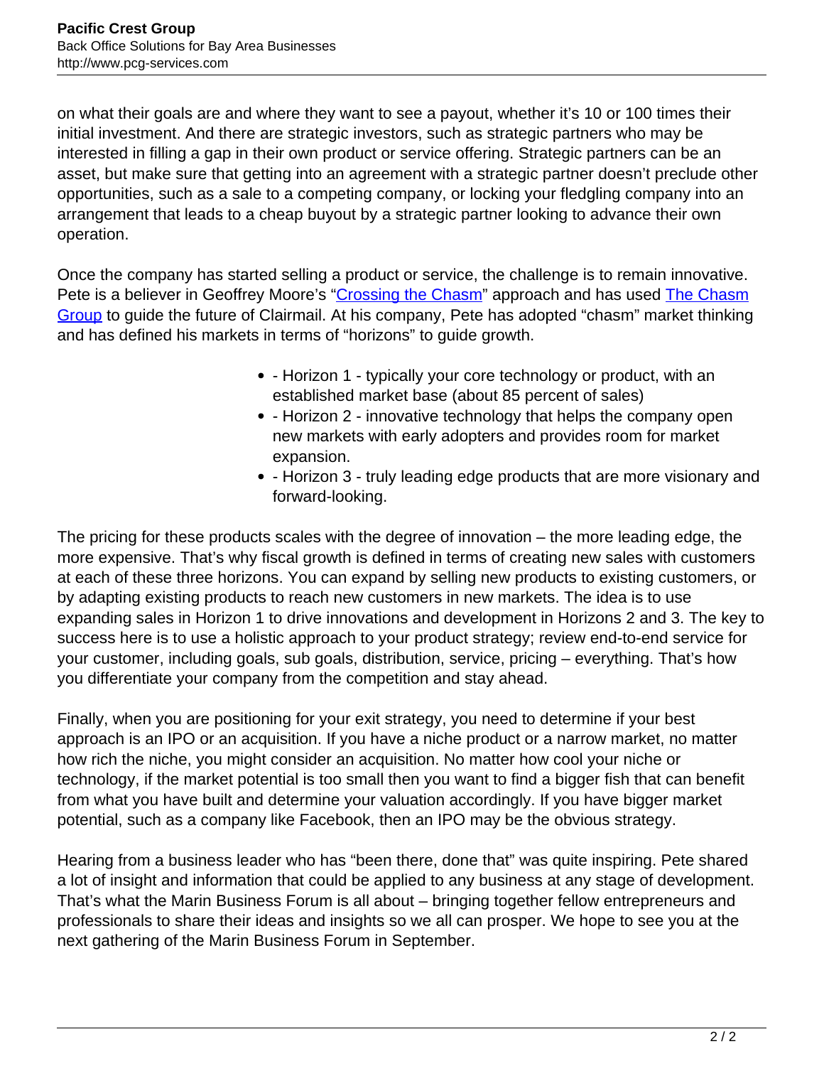on what their goals are and where they want to see a payout, whether it's 10 or 100 times their initial investment. And there are strategic investors, such as strategic partners who may be interested in filling a gap in their own product or service offering. Strategic partners can be an asset, but make sure that getting into an agreement with a strategic partner doesn't preclude other opportunities, such as a sale to a competing company, or locking your fledgling company into an arrangement that leads to a cheap buyout by a strategic partner looking to advance their own operation.

Once the company has started selling a product or service, the challenge is to remain innovative. Pete is a believer in Geoffrey Moore's "Crossing the Chasm" approach and has used The Chasm Group to guide the future of Clairmail. At his company, Pete has adopted "chasm" market thinking and has defined his markets in terms of "horizons" to guide growth.

- - Horizon 1 - typically your core technology or product, with an established market base (about 85 percent of sales)
- - Horizon 2 - innovative technology that helps the company open new markets with early adopters and provides room for market expansion.
- - Horizon 3 - truly leading edge products that are more visionary and forward-looking.

The pricing for these products scales with the degree of innovation – the more leading edge, the more expensive. That's why fiscal growth is defined in terms of creating new sales with customers at each of these three horizons. You can expand by selling new products to existing customers, or by adapting existing products to reach new customers in new markets. The idea is to use expanding sales in Horizon 1 to drive innovations and development in Horizons 2 and 3. The key to success here is to use a holistic approach to your product strategy; review end-to-end service for your customer, including goals, sub goals, distribution, service, pricing – everything. That's how you differentiate your company from the competition and stay ahead.

Finally, when you are positioning for your exit strategy, you need to determine if your best approach is an IPO or an acquisition. If you have a niche product or a narrow market, no matter how rich the niche, you might consider an acquisition. No matter how cool your niche or technology, if the market potential is too small then you want to find a bigger fish that can benefit from what you have built and determine your valuation accordingly. If you have bigger market potential, such as a company like Facebook, then an IPO may be the obvious strategy.

Hearing from a business leader who has "been there, done that" was quite inspiring. Pete shared a lot of insight and information that could be applied to any business at any stage of development. That's what the Marin Business Forum is all about – bringing together fellow entrepreneurs and professionals to share their ideas and insights so we all can prosper. We hope to see you at the next gathering of the Marin Business Forum in September.